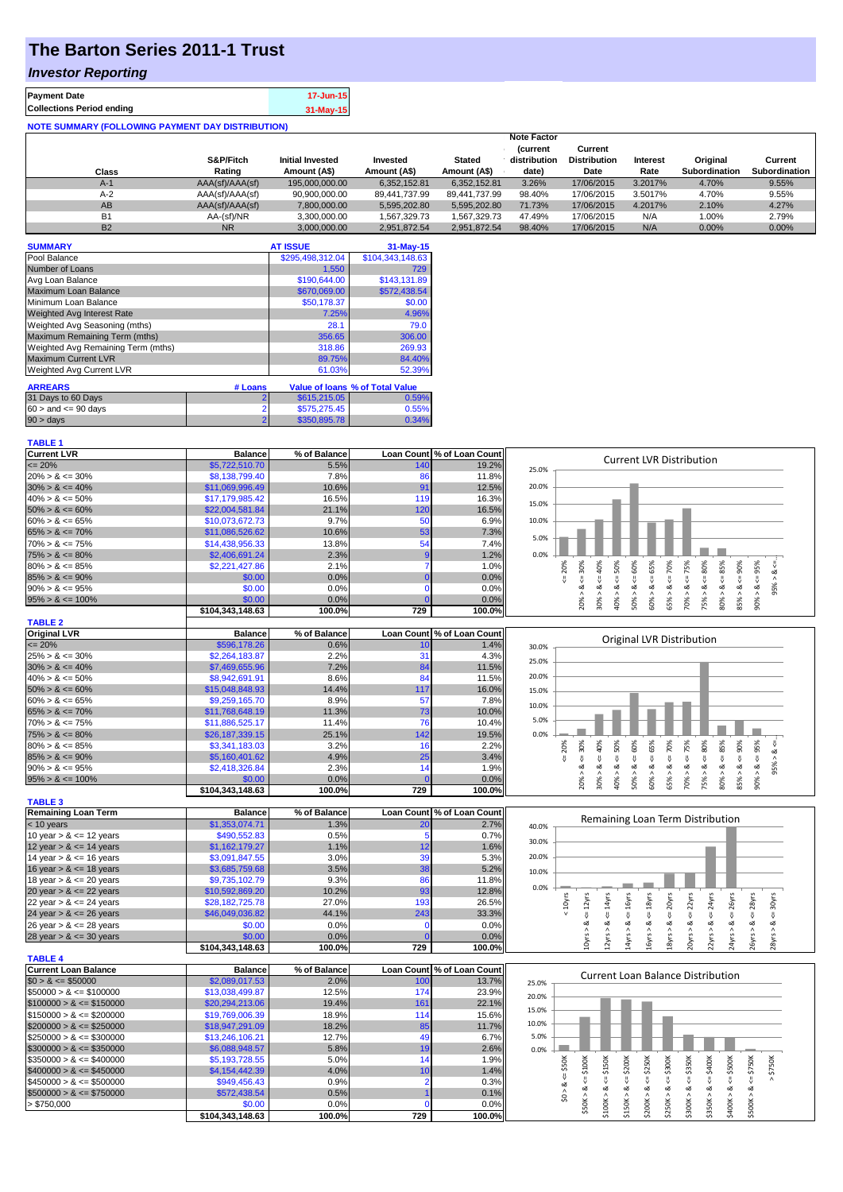# The Barton Series 2011-1 Trust

## *Investor Reporting*

| | |
|---|---|
| **Payment Date** | 17-Jun-15 |
| **Collections Period ending** | 31-May-15 |

**NOTE SUMMARY (FOLLOWING PAYMENT DAY DISTRIBUTION)**

| Class | S&P/Fitch Rating | Initial Invested Amount (A$) | Invested Amount (A$) | Stated Amount (A$) | Note Factor (current distribution date) | Current Distribution Date | Interest Rate | Original Subordination | Current Subordination |
|---|---|---|---|---|---|---|---|---|---|
| A-1 | AAA(sf)/AAA(sf) | 195,000,000.00 | 6,352,152.81 | 6,352,152.81 | 3.26% | 17/06/2015 | 3.2017% | 4.70% | 9.55% |
| A-2 | AAA(sf)/AAA(sf) | 90,900,000.00 | 89,441,737.99 | 89,441,737.99 | 98.40% | 17/06/2015 | 3.5017% | 4.70% | 9.55% |
| AB | AAA(sf)/AAA(sf) | 7,800,000.00 | 5,595,202.80 | 5,595,202.80 | 71.73% | 17/06/2015 | 4.2017% | 2.10% | 4.27% |
| B1 | AA-(sf)/NR | 3,300,000.00 | 1,567,329.73 | 1,567,329.73 | 47.49% | 17/06/2015 | N/A | 1.00% | 2.79% |
| B2 | NR | 3,000,000.00 | 2,951,872.54 | 2,951,872.54 | 98.40% | 17/06/2015 | N/A | 0.00% | 0.00% |

| SUMMARY | AT ISSUE | 31-May-15 |
|---|---|---|
| Pool Balance | $295,498,312.04 | $104,343,148.63 |
| Number of Loans | 1,550 | 729 |
| Avg Loan Balance | $190,644.00 | $143,131.89 |
| Maximum Loan Balance | $670,069.00 | $572,438.54 |
| Minimum Loan Balance | $50,178.37 | $0.00 |
| Weighted Avg Interest Rate | 7.25% | 4.96% |
| Weighted Avg Seasoning (mths) | 28.1 | 79.0 |
| Maximum Remaining Term (mths) | 356.65 | 306.00 |
| Weighted Avg Remaining Term (mths) | 318.86 | 269.93 |
| Maximum Current LVR | 89.75% | 84.40% |
| Weighted Avg Current LVR | 61.03% | 52.39% |

| ARREARS | # Loans | Value of loans | % of Total Value |
|---|---|---|---|
| 31 Days to 60 Days | 2 | $615,215.05 | 0.59% |
| 60 > and <= 90 days | 2 | $575,275.45 | 0.55% |
| 90 > days | 2 | $350,895.78 | 0.34% |

**TABLE 1**

| Current LVR | Balance | % of Balance | Loan Count | % of Loan Count |
|---|---|---|---|---|
| <= 20% | $5,722,510.70 | 5.5% | 140 | 19.2% |
| 20% > & <= 30% | $8,138,799.40 | 7.8% | 86 | 11.8% |
| 30% > & <= 40% | $11,069,996.49 | 10.6% | 91 | 12.5% |
| 40% > & <= 50% | $17,179,985.42 | 16.5% | 119 | 16.3% |
| 50% > & <= 60% | $22,004,581.84 | 21.1% | 120 | 16.5% |
| 60% > & <= 65% | $10,073,672.73 | 9.7% | 50 | 6.9% |
| 65% > & <= 70% | $11,086,526.62 | 10.6% | 53 | 7.3% |
| 70% > & <= 75% | $14,438,956.33 | 13.8% | 54 | 7.4% |
| 75% > & <= 80% | $2,406,691.24 | 2.3% | 9 | 1.2% |
| 80% > & <= 85% | $2,221,427.86 | 2.1% | 7 | 1.0% |
| 85% > & <= 90% | $0.00 | 0.0% | 0 | 0.0% |
| 90% > & <= 95% | $0.00 | 0.0% | 0 | 0.0% |
| 95% > & <= 100% | $0.00 | 0.0% | 0 | 0.0% |
| | $104,343,148.63 | 100.0% | 729 | 100.0% |

**TABLE 2**

| Original LVR | Balance | % of Balance | Loan Count | % of Loan Count |
|---|---|---|---|---|
| <= 20% | $596,178.26 | 0.6% | 10 | 1.4% |
| 25% > & <= 30% | $2,264,183.87 | 2.2% | 31 | 4.3% |
| 30% > & <= 40% | $7,469,655.96 | 7.2% | 84 | 11.5% |
| 40% > & <= 50% | $8,942,691.91 | 8.6% | 84 | 11.5% |
| 50% > & <= 60% | $15,048,848.93 | 14.4% | 117 | 16.0% |
| 60% > & <= 65% | $9,259,165.70 | 8.9% | 57 | 7.8% |
| 65% > & <= 70% | $11,768,648.19 | 11.3% | 73 | 10.0% |
| 70% > & <= 75% | $11,886,525.17 | 11.4% | 76 | 10.4% |
| 75% > & <= 80% | $26,187,339.15 | 25.1% | 142 | 19.5% |
| 80% > & <= 85% | $3,341,183.03 | 3.2% | 16 | 2.2% |
| 85% > & <= 90% | $5,160,401.62 | 4.9% | 25 | 3.4% |
| 90% > & <= 95% | $2,418,326.84 | 2.3% | 14 | 1.9% |
| 95% > & <= 100% | $0.00 | 0.0% | 0 | 0.0% |
| | $104,343,148.63 | 100.0% | 729 | 100.0% |

**TABLE 3**

| Remaining Loan Term | Balance | % of Balance | Loan Count | % of Loan Count |
|---|---|---|---|---|
| < 10 years | $1,353,074.71 | 1.3% | 20 | 2.7% |
| 10 year > & <= 12 years | $490,552.83 | 0.5% | 5 | 0.7% |
| 12 year > & <= 14 years | $1,162,179.27 | 1.1% | 12 | 1.6% |
| 14 year > & <= 16 years | $3,091,847.55 | 3.0% | 39 | 5.3% |
| 16 year > & <= 18 years | $3,685,759.68 | 3.5% | 38 | 5.2% |
| 18 year > & <= 20 years | $9,735,102.79 | 9.3% | 86 | 11.8% |
| 20 year > & <= 22 years | $10,592,869.20 | 10.2% | 93 | 12.8% |
| 22 year > & <= 24 years | $28,182,725.78 | 27.0% | 193 | 26.5% |
| 24 year > & <= 26 years | $46,049,036.82 | 44.1% | 243 | 33.3% |
| 26 year > & <= 28 years | $0.00 | 0.0% | 0 | 0.0% |
| 28 year > & <= 30 years | $0.00 | 0.0% | 0 | 0.0% |
| | $104,343,148.63 | 100.0% | 729 | 100.0% |

**TABLE 4**

| Current Loan Balance | Balance | % of Balance | Loan Count | % of Loan Count |
|---|---|---|---|---|
| $0 > & <= $50000 | $2,089,017.53 | 2.0% | 100 | 13.7% |
| $50000 > & <= $100000 | $13,038,499.87 | 12.5% | 174 | 23.9% |
| $100000 > & <= $150000 | $20,294,213.06 | 19.4% | 161 | 22.1% |
| $150000 > & <= $200000 | $19,769,006.39 | 18.9% | 114 | 15.6% |
| $200000 > & <= $250000 | $18,947,291.09 | 18.2% | 85 | 11.7% |
| $250000 > & <= $300000 | $13,246,106.21 | 12.7% | 49 | 6.7% |
| $300000 > & <= $350000 | $6,088,948.57 | 5.8% | 19 | 2.6% |
| $350000 > & <= $400000 | $5,193,728.55 | 5.0% | 14 | 1.9% |
| $400000 > & <= $450000 | $4,154,442.39 | 4.0% | 10 | 1.4% |
| $450000 > & <= $500000 | $949,456.43 | 0.9% | 2 | 0.3% |
| $500000 > & <= $750000 | $572,438.54 | 0.5% | 1 | 0.1% |
| > $750,000 | $0.00 | 0.0% | 0 | 0.0% |
| | $104,343,148.63 | 100.0% | 729 | 100.0% |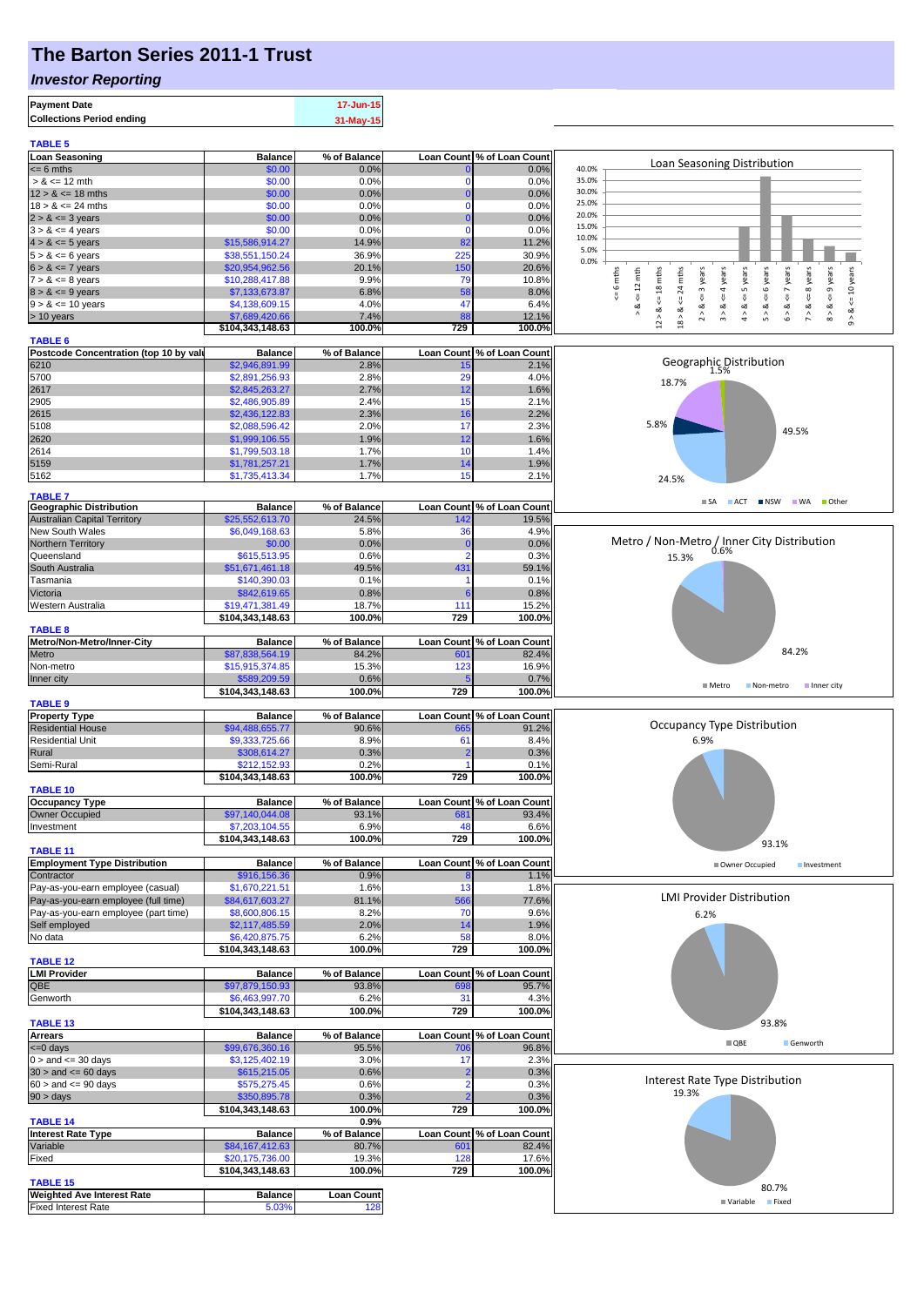# The Barton Series 2011-1 Trust

## *Investor Reporting*

| | |
|---|---|
| **Payment Date** | **17-Jun-15** |
| **Collections Period ending** | **31-May-15** |

**TABLE 5**

| Loan Seasoning | Balance | % of Balance | Loan Count | % of Loan Count |
|---|---|---|---|---|
| <= 6 mths | $0.00 | 0.0% | 0 | 0.0% |
| > & <= 12 mth | $0.00 | 0.0% | 0 | 0.0% |
| 12 > & <= 18 mths | $0.00 | 0.0% | 0 | 0.0% |
| 18 > & <= 24 mths | $0.00 | 0.0% | 0 | 0.0% |
| 2 > & <= 3 years | $0.00 | 0.0% | 0 | 0.0% |
| 3 > & <= 4 years | $0.00 | 0.0% | 0 | 0.0% |
| 4 > & <= 5 years | $15,586,914.27 | 14.9% | 82 | 11.2% |
| 5 > & <= 6 years | $38,551,150.24 | 36.9% | 225 | 30.9% |
| 6 > & <= 7 years | $20,954,962.56 | 20.1% | 150 | 20.6% |
| 7 > & <= 8 years | $10,288,417.88 | 9.9% | 79 | 10.8% |
| 8 > & <= 9 years | $7,133,673.87 | 6.8% | 58 | 8.0% |
| 9 > & <= 10 years | $4,138,609.15 | 4.0% | 47 | 6.4% |
| > 10 years | $7,689,420.66 | 7.4% | 88 | 12.1% |
| | **$104,343,148.63** | **100.0%** | **729** | **100.0%** |

Loan Seasoning Distribution

40.0% 35.0% 30.0% 25.0% 20.0% 15.0% 10.0% 5.0% 0.0%

<= 6 mths, > & <= 12 mth, 12 > & <= 18 mths, 18 > & <= 24 mths, 2 > & <= 3 years, 3 > & <= 4 years, 4 > & <= 5 years, 5 > & <= 6 years, 6 > & <= 7 years, 7 > & <= 8 years, 8 > & <= 9 years, 9 > & <= 10 years

**TABLE 6**

| Postcode Concentration (top 10 by value) | Balance | % of Balance | Loan Count | % of Loan Count |
|---|---|---|---|---|
| 6210 | $2,946,891.99 | 2.8% | 15 | 2.1% |
| 5700 | $2,891,256.93 | 2.8% | 29 | 4.0% |
| 2617 | $2,845,263.27 | 2.7% | 12 | 1.6% |
| 2905 | $2,486,905.89 | 2.4% | 15 | 2.1% |
| 2615 | $2,436,122.83 | 2.3% | 16 | 2.2% |
| 5108 | $2,088,596.42 | 2.0% | 17 | 2.3% |
| 2620 | $1,999,106.55 | 1.9% | 12 | 1.6% |
| 2614 | $1,799,503.18 | 1.7% | 10 | 1.4% |
| 5159 | $1,781,257.21 | 1.7% | 14 | 1.9% |
| 5162 | $1,735,413.34 | 1.7% | 15 | 2.1% |

Geographic Distribution

1.5%
18.7%
5.8%
49.5%
24.5%

SA ACT NSW WA Other

**TABLE 7**

| Geographic Distribution | Balance | % of Balance | Loan Count | % of Loan Count |
|---|---|---|---|---|
| Australian Capital Territory | $25,552,613.70 | 24.5% | 142 | 19.5% |
| New South Wales | $6,049,168.63 | 5.8% | 36 | 4.9% |
| Northern Territory | $0.00 | 0.0% | 0 | 0.0% |
| Queensland | $615,513.95 | 0.6% | 2 | 0.3% |
| South Australia | $51,671,461.18 | 49.5% | 431 | 59.1% |
| Tasmania | $140,390.03 | 0.1% | 1 | 0.1% |
| Victoria | $842,619.65 | 0.8% | 6 | 0.8% |
| Western Australia | $19,471,381.49 | 18.7% | 111 | 15.2% |
| | **$104,343,148.63** | **100.0%** | **729** | **100.0%** |

Metro / Non-Metro / Inner City Distribution

0.6%
15.3%
84.2%

Metro Non-metro Inner city

**TABLE 8**

| Metro/Non-Metro/Inner-City | Balance | % of Balance | Loan Count | % of Loan Count |
|---|---|---|---|---|
| Metro | $87,838,564.19 | 84.2% | 601 | 82.4% |
| Non-metro | $15,915,374.85 | 15.3% | 123 | 16.9% |
| Inner city | $589,209.59 | 0.6% | 5 | 0.7% |
| | **$104,343,148.63** | **100.0%** | **729** | **100.0%** |

**TABLE 9**

| Property Type | Balance | % of Balance | Loan Count | % of Loan Count |
|---|---|---|---|---|
| Residential House | $94,488,655.77 | 90.6% | 665 | 91.2% |
| Residential Unit | $9,333,725.66 | 8.9% | 61 | 8.4% |
| Rural | $308,614.27 | 0.3% | 2 | 0.3% |
| Semi-Rural | $212,152.93 | 0.2% | 1 | 0.1% |
| | **$104,343,148.63** | **100.0%** | **729** | **100.0%** |

Occupancy Type Distribution

6.9%
93.1%

Owner Occupied Investment

**TABLE 10**

| Occupancy Type | Balance | % of Balance | Loan Count | % of Loan Count |
|---|---|---|---|---|
| Owner Occupied | $97,140,044.08 | 93.1% | 681 | 93.4% |
| Investment | $7,203,104.55 | 6.9% | 48 | 6.6% |
| | **$104,343,148.63** | **100.0%** | **729** | **100.0%** |

**TABLE 11**

| Employment Type Distribution | Balance | % of Balance | Loan Count | % of Loan Count |
|---|---|---|---|---|
| Contractor | $916,156.36 | 0.9% | 8 | 1.1% |
| Pay-as-you-earn employee (casual) | $1,670,221.51 | 1.6% | 13 | 1.8% |
| Pay-as-you-earn employee (full time) | $84,617,603.27 | 81.1% | 566 | 77.6% |
| Pay-as-you-earn employee (part time) | $8,600,806.15 | 8.2% | 70 | 9.6% |
| Self employed | $2,117,485.59 | 2.0% | 14 | 1.9% |
| No data | $6,420,875.75 | 6.2% | 58 | 8.0% |
| | **$104,343,148.63** | **100.0%** | **729** | **100.0%** |

LMI Provider Distribution

6.2%
93.8%

QBE Genworth

**TABLE 12**

| LMI Provider | Balance | % of Balance | Loan Count | % of Loan Count |
|---|---|---|---|---|
| QBE | $97,879,150.93 | 93.8% | 698 | 95.7% |
| Genworth | $6,463,997.70 | 6.2% | 31 | 4.3% |
| | **$104,343,148.63** | **100.0%** | **729** | **100.0%** |

**TABLE 13**

| Arrears | Balance | % of Balance | Loan Count | % of Loan Count |
|---|---|---|---|---|
| <=0 days | $99,676,360.16 | 95.5% | 706 | 96.8% |
| 0 > and <= 30 days | $3,125,402.19 | 3.0% | 17 | 2.3% |
| 30 > and <= 60 days | $615,215.05 | 0.6% | 2 | 0.3% |
| 60 > and <= 90 days | $575,275.45 | 0.6% | 2 | 0.3% |
| 90 > days | $350,895.78 | 0.3% | 2 | 0.3% |
| | **$104,343,148.63** | **100.0%** | **729** | **100.0%** |
| | | **0.9%** | | |

Interest Rate Type Distribution

19.3%
80.7%

Variable Fixed

**TABLE 14**

| Interest Rate Type | Balance | % of Balance | Loan Count | % of Loan Count |
|---|---|---|---|---|
| Variable | $84,167,412.63 | 80.7% | 601 | 82.4% |
| Fixed | $20,175,736.00 | 19.3% | 128 | 17.6% |
| | **$104,343,148.63** | **100.0%** | **729** | **100.0%** |

**TABLE 15**

| Weighted Ave Interest Rate | Balance | Loan Count |
|---|---|---|
| Fixed Interest Rate | 5.03% | 128 |